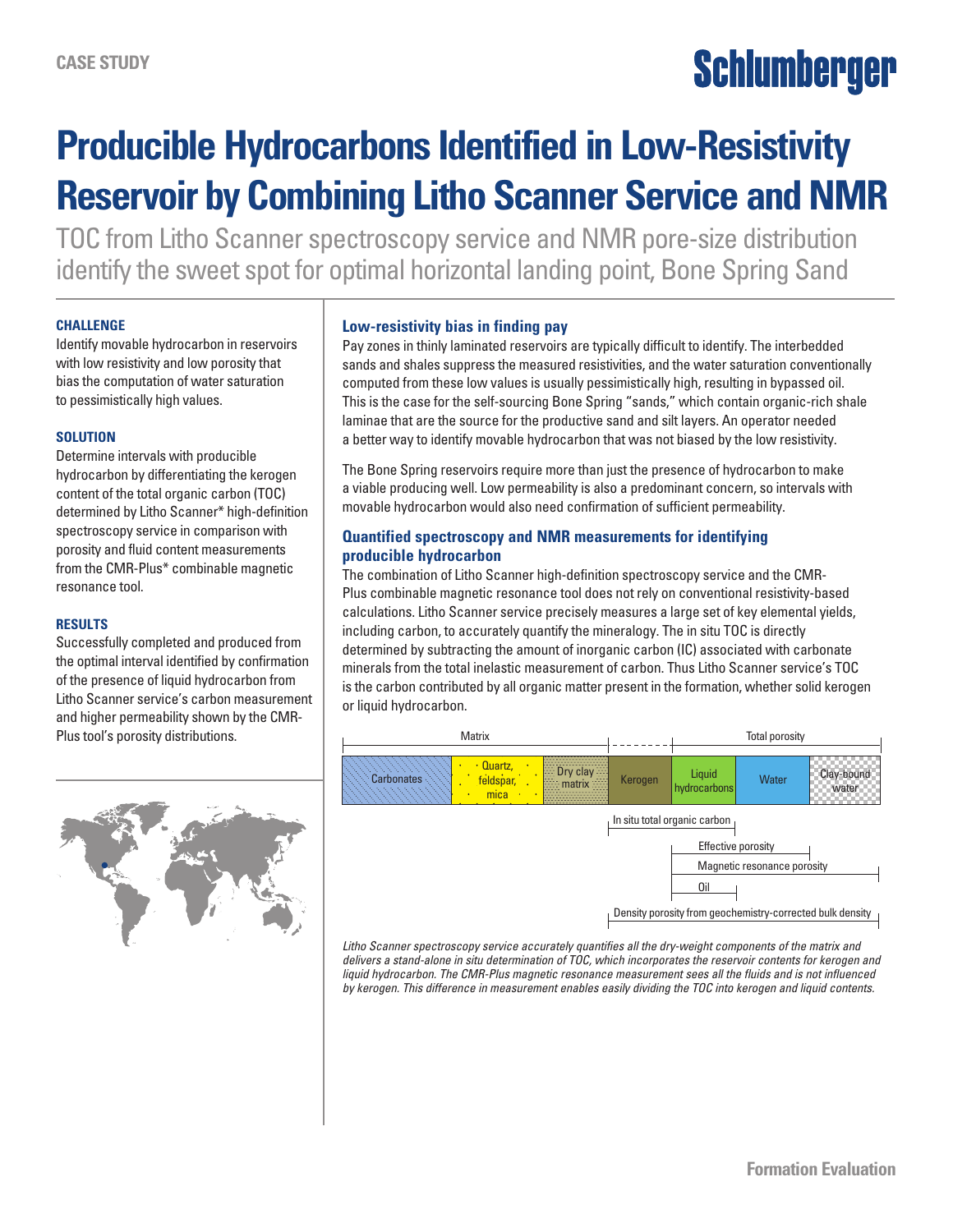CASE STUDY

# Producible Hydrocarbons Identified in Low-Resistivity Reservoir by Combining Litho Scanner Service and NMR

TOC from Litho Scanner spectroscopy service and NMR pore-size distribution identify the sweet spot for optimal horizontal landing point, Bone Spring Sand

### CHALLENGE

Identify movable hydrocarbon in reservoirs with low resistivity and low porosity that bias the computation of water saturation to pessimistically high values.

### SOLUTION

Determine intervals with producible hydrocarbon by differentiating the kerogen content of the total organic carbon (TOC) determined by Litho Scanner* high-definition spectroscopy service in comparison with porosity and fluid content measurements from the CMR-Plus* combinable magnetic resonance tool.

### RESULTS

Successfully completed and produced from the optimal interval identified by confirmation of the presence of liquid hydrocarbon from Litho Scanner service's carbon measurement and higher permeability shown by the CMR-Plus tool's porosity distributions.

## Low-resistivity bias in finding pay

Pay zones in thinly laminated reservoirs are typically difficult to identify. The interbedded sands and shales suppress the measured resistivities, and the water saturation conventionally computed from these low values is usually pessimistically high, resulting in bypassed oil. This is the case for the self-sourcing Bone Spring "sands," which contain organic-rich shale laminae that are the source for the productive sand and silt layers. An operator needed a better way to identify movable hydrocarbon that was not biased by the low resistivity.

The Bone Spring reservoirs require more than just the presence of hydrocarbon to make a viable producing well. Low permeability is also a predominant concern, so intervals with movable hydrocarbon would also need confirmation of sufficient permeability.

## Quantified spectroscopy and NMR measurements for identifying producible hydrocarbon

The combination of Litho Scanner high-definition spectroscopy service and the CMR-Plus combinable magnetic resonance tool does not rely on conventional resistivity-based calculations. Litho Scanner service precisely measures a large set of key elemental yields, including carbon, to accurately quantify the mineralogy. The in situ TOC is directly determined by subtracting the amount of inorganic carbon (IC) associated with carbonate minerals from the total inelastic measurement of carbon. Thus Litho Scanner service's TOC is the carbon contributed by all organic matter present in the formation, whether solid kerogen or liquid hydrocarbon.

| Matrix | | | | Total porosity | | |
|---|---|---|---|---|---|---|
| Carbonates | Quartz, feldspar, mica | Dry clay matrix | Kerogen | Liquid hydrocarbons | Water | Clay-bound water |

- In situ total organic carbon: Kerogen + Liquid hydrocarbons
- Effective porosity: Liquid hydrocarbons + Water
- Magnetic resonance porosity: Liquid hydrocarbons + Water + Clay-bound water
- Oil: Liquid hydrocarbons
- Density porosity from geochemistry-corrected bulk density: Kerogen through Clay-bound water

*Litho Scanner spectroscopy service accurately quantifies all the dry-weight components of the matrix and delivers a stand-alone in situ determination of TOC, which incorporates the reservoir contents for kerogen and liquid hydrocarbon. The CMR-Plus magnetic resonance measurement sees all the fluids and is not influenced by kerogen. This difference in measurement enables easily dividing the TOC into kerogen and liquid contents.*

Formation Evaluation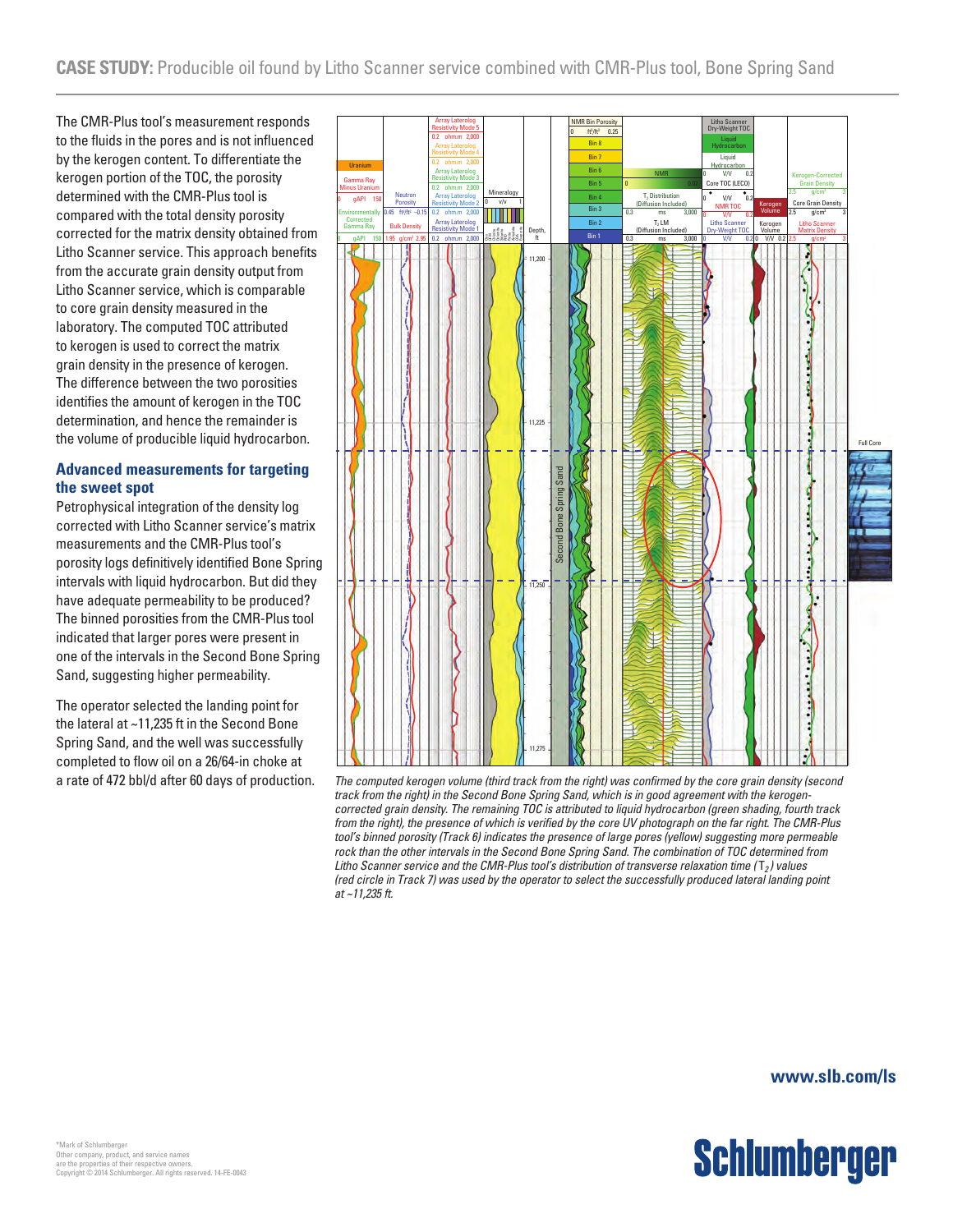## CASE STUDY: Producible oil found by Litho Scanner service combined with CMR-Plus tool, Bone Spring Sand

The CMR-Plus tool's measurement responds to the fluids in the pores and is not influenced by the kerogen content. To differentiate the kerogen portion of the TOC, the porosity determined with the CMR-Plus tool is compared with the total density porosity corrected for the matrix density obtained from Litho Scanner service. This approach benefits from the accurate grain density output from Litho Scanner service, which is comparable to core grain density measured in the laboratory. The computed TOC attributed to kerogen is used to correct the matrix grain density in the presence of kerogen. The difference between the two porosities identifies the amount of kerogen in the TOC determination, and hence the remainder is the volume of producible liquid hydrocarbon.

### Advanced measurements for targeting the sweet spot

Petrophysical integration of the density log corrected with Litho Scanner service's matrix measurements and the CMR-Plus tool's porosity logs definitively identified Bone Spring intervals with liquid hydrocarbon. But did they have adequate permeability to be produced? The binned porosities from the CMR-Plus tool indicated that larger pores were present in one of the intervals in the Second Bone Spring Sand, suggesting higher permeability.

The operator selected the landing point for the lateral at ~11,235 ft in the Second Bone Spring Sand, and the well was successfully completed to flow oil on a 26/64-in choke at a rate of 472 bbl/d after 60 days of production.

Uranium
Gamma Ray Minus Uranium
0 gAPI 150
Environmentally Corrected Gamma Ray
0 gAPI 150
Neutron Porosity
0.45 ft³/ft³ –0.15
Bulk Density
1.95 g/cm³ 2.95
Array Laterolog Resistivity Mode 5
0.2 ohm.m 2,000
Array Laterolog Resistivity Mode 4
0.2 ohm.m 2,000
Array Laterolog Resistivity Mode 3
0.2 ohm.m 2,000
Array Laterolog Resistivity Mode 2
0.2 ohm.m 2,000
Array Laterolog Resistivity Mode 1
0.2 ohm.m 2,000
Mineralogy
0 v/v 1
Depth, ft
11,200
11,225
11,250
11,275
Second Bone Spring Sand
NMR Bin Porosity
0 ft³/ft³ 0.25
Bin 8
Bin 7
Bin 6
Bin 5
Bin 4
Bin 3
Bin 2
Bin 1
NMR
0 0.02
T₂ Distribution (Diffusion Included)
0.3 ms 3,000
T₂ LM (Diffusion Included)
0.3 ms 3,000
Litho Scanner Dry-Weight TOC
Liquid Hydrocarbon
Liquid Hydrocarbon
0 V/V 0.2
Core TOC (LECO)
0 V/V 0.2
NMR TOC
0 V/V 0.2
Litho Scanner Dry-Weight TOC
0 V/V 0.2
Kerogen Volume
Kerogen Volume
0 V/V 0.2
Kerogen-Corrected Grain Density
2.5 g/cm³ 3
Core Grain Density
2.5 g/cm³ 3
Litho Scanner Matrix Density
2.5 g/cm³ 3
Full Core

*The computed kerogen volume (third track from the right) was confirmed by the core grain density (second track from the right) in the Second Bone Spring Sand, which is in good agreement with the kerogen-corrected grain density. The remaining TOC is attributed to liquid hydrocarbon (green shading, fourth track from the right), the presence of which is verified by the core UV photograph on the far right. The CMR-Plus tool's binned porosity (Track 6) indicates the presence of large pores (yellow) suggesting more permeable rock than the other intervals in the Second Bone Spring Sand. The combination of TOC determined from Litho Scanner service and the CMR-Plus tool's distribution of transverse relaxation time ($T_2$) values (red circle in Track 7) was used by the operator to select the successfully produced lateral landing point at ~11,235 ft.*

www.slb.com/ls

*Mark of Schlumberger
Other company, product, and service names are the properties of their respective owners.
Copyright © 2014 Schlumberger. All rights reserved. 14-FE-0043

Schlumberger